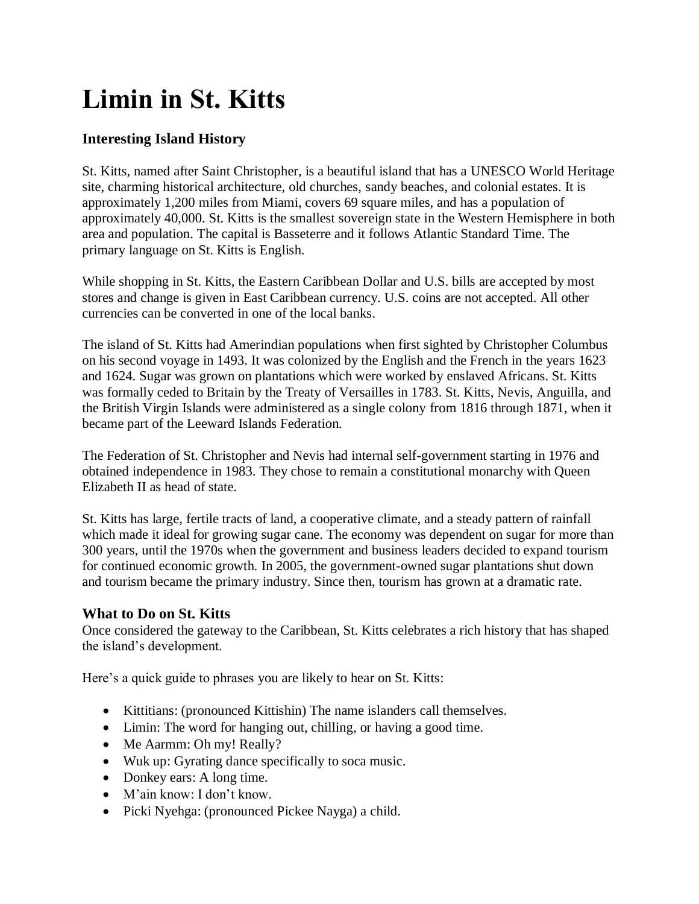# Limin in St. Kitts

### Interesting Island History

St. Kitts, named after Saint Christopher, is a beautiful island that has a UNESCO World Heritage site, charming historical architecture, old churches, sandy beaches, and colonial estates. It is approximately 1,200 miles from Miami, covers 69 square miles, and has a population of approximately 40,000. St. Kitts is the smallest sovereign state in the Western Hemisphere in both area and population. The capital is Basseterre and it follows Atlantic Standard Time. The primary language on St. Kitts is English.

While shopping in St. Kitts, the Eastern Caribbean Dollar and U.S. bills are accepted by most stores and change is given in East Caribbean currency. U.S. coins are not accepted. All other currencies can be converted in one of the local banks.

The island of St. Kitts had Amerindian populations when first sighted by Christopher Columbus on his second voyage in 1493. It was colonized by the English and the French in the years 1623 and 1624. Sugar was grown on plantations which were worked by enslaved Africans. St. Kitts was formally ceded to Britain by the Treaty of Versailles in 1783. St. Kitts, Nevis, Anguilla, and the British Virgin Islands were administered as a single colony from 1816 through 1871, when it became part of the Leeward Islands Federation.

The Federation of St. Christopher and Nevis had internal self-government starting in 1976 and obtained independence in 1983. They chose to remain a constitutional monarchy with Queen Elizabeth II as head of state.

St. Kitts has large, fertile tracts of land, a cooperative climate, and a steady pattern of rainfall which made it ideal for growing sugar cane. The economy was dependent on sugar for more than 300 years, until the 1970s when the government and business leaders decided to expand tourism for continued economic growth. In 2005, the government-owned sugar plantations shut down and tourism became the primary industry. Since then, tourism has grown at a dramatic rate.

### What to Do on St. Kitts

Once considered the gateway to the Caribbean, St. Kitts celebrates a rich history that has shaped the island's development.

Here's a quick guide to phrases you are likely to hear on St. Kitts:

- Kittitians: (pronounced Kittishin) The name islanders call themselves.
- Limin: The word for hanging out, chilling, or having a good time.
- Me Aarmm: Oh my! Really?
- Wuk up: Gyrating dance specifically to soca music.
- Donkey ears: A long time.
- M'ain know: I don't know.
- Picki Nyehga: (pronounced Pickee Nayga) a child.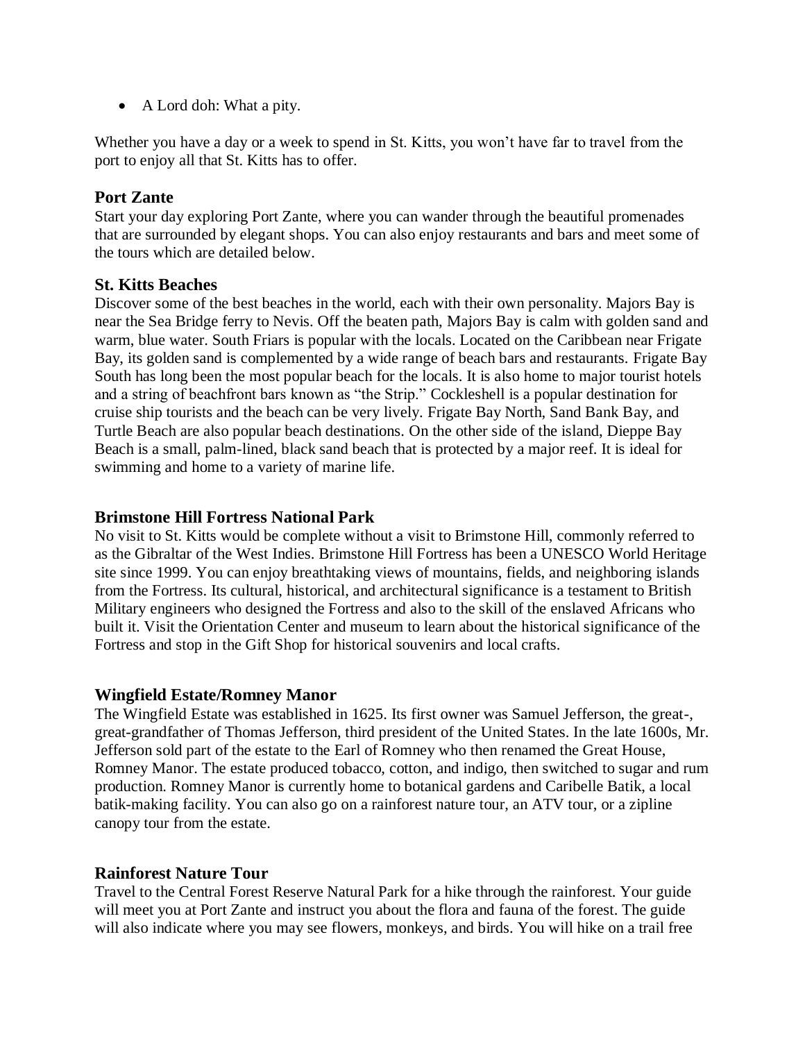- A Lord doh: What a pity.

Whether you have a day or a week to spend in St. Kitts, you won't have far to travel from the port to enjoy all that St. Kitts has to offer.

### Port Zante

Start your day exploring Port Zante, where you can wander through the beautiful promenades that are surrounded by elegant shops. You can also enjoy restaurants and bars and meet some of the tours which are detailed below.

### St. Kitts Beaches

Discover some of the best beaches in the world, each with their own personality. Majors Bay is near the Sea Bridge ferry to Nevis. Off the beaten path, Majors Bay is calm with golden sand and warm, blue water. South Friars is popular with the locals. Located on the Caribbean near Frigate Bay, its golden sand is complemented by a wide range of beach bars and restaurants. Frigate Bay South has long been the most popular beach for the locals. It is also home to major tourist hotels and a string of beachfront bars known as "the Strip." Cockleshell is a popular destination for cruise ship tourists and the beach can be very lively. Frigate Bay North, Sand Bank Bay, and Turtle Beach are also popular beach destinations. On the other side of the island, Dieppe Bay Beach is a small, palm-lined, black sand beach that is protected by a major reef. It is ideal for swimming and home to a variety of marine life.

### Brimstone Hill Fortress National Park

No visit to St. Kitts would be complete without a visit to Brimstone Hill, commonly referred to as the Gibraltar of the West Indies. Brimstone Hill Fortress has been a UNESCO World Heritage site since 1999. You can enjoy breathtaking views of mountains, fields, and neighboring islands from the Fortress. Its cultural, historical, and architectural significance is a testament to British Military engineers who designed the Fortress and also to the skill of the enslaved Africans who built it. Visit the Orientation Center and museum to learn about the historical significance of the Fortress and stop in the Gift Shop for historical souvenirs and local crafts.

### Wingfield Estate/Romney Manor

The Wingfield Estate was established in 1625. Its first owner was Samuel Jefferson, the great-, great-grandfather of Thomas Jefferson, third president of the United States. In the late 1600s, Mr. Jefferson sold part of the estate to the Earl of Romney who then renamed the Great House, Romney Manor. The estate produced tobacco, cotton, and indigo, then switched to sugar and rum production. Romney Manor is currently home to botanical gardens and Caribelle Batik, a local batik-making facility. You can also go on a rainforest nature tour, an ATV tour, or a zipline canopy tour from the estate.

### Rainforest Nature Tour

Travel to the Central Forest Reserve Natural Park for a hike through the rainforest. Your guide will meet you at Port Zante and instruct you about the flora and fauna of the forest. The guide will also indicate where you may see flowers, monkeys, and birds. You will hike on a trail free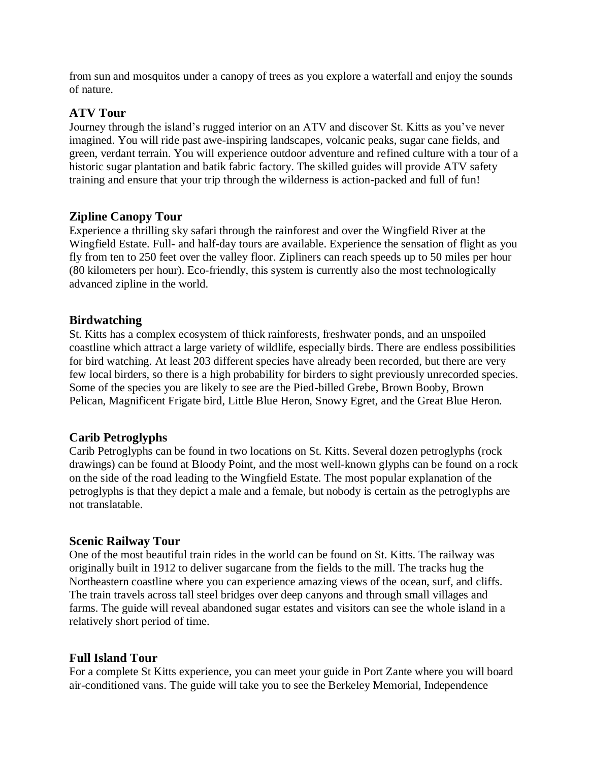from sun and mosquitos under a canopy of trees as you explore a waterfall and enjoy the sounds of nature.

### ATV Tour

Journey through the island's rugged interior on an ATV and discover St. Kitts as you've never imagined. You will ride past awe-inspiring landscapes, volcanic peaks, sugar cane fields, and green, verdant terrain. You will experience outdoor adventure and refined culture with a tour of a historic sugar plantation and batik fabric factory. The skilled guides will provide ATV safety training and ensure that your trip through the wilderness is action-packed and full of fun!

### Zipline Canopy Tour

Experience a thrilling sky safari through the rainforest and over the Wingfield River at the Wingfield Estate. Full- and half-day tours are available. Experience the sensation of flight as you fly from ten to 250 feet over the valley floor. Zipliners can reach speeds up to 50 miles per hour (80 kilometers per hour). Eco-friendly, this system is currently also the most technologically advanced zipline in the world.

### Birdwatching

St. Kitts has a complex ecosystem of thick rainforests, freshwater ponds, and an unspoiled coastline which attract a large variety of wildlife, especially birds. There are endless possibilities for bird watching. At least 203 different species have already been recorded, but there are very few local birders, so there is a high probability for birders to sight previously unrecorded species. Some of the species you are likely to see are the Pied-billed Grebe, Brown Booby, Brown Pelican, Magnificent Frigate bird, Little Blue Heron, Snowy Egret, and the Great Blue Heron.

### Carib Petroglyphs

Carib Petroglyphs can be found in two locations on St. Kitts. Several dozen petroglyphs (rock drawings) can be found at Bloody Point, and the most well-known glyphs can be found on a rock on the side of the road leading to the Wingfield Estate. The most popular explanation of the petroglyphs is that they depict a male and a female, but nobody is certain as the petroglyphs are not translatable.

### Scenic Railway Tour

One of the most beautiful train rides in the world can be found on St. Kitts. The railway was originally built in 1912 to deliver sugarcane from the fields to the mill. The tracks hug the Northeastern coastline where you can experience amazing views of the ocean, surf, and cliffs. The train travels across tall steel bridges over deep canyons and through small villages and farms. The guide will reveal abandoned sugar estates and visitors can see the whole island in a relatively short period of time.

### Full Island Tour

For a complete St Kitts experience, you can meet your guide in Port Zante where you will board air-conditioned vans. The guide will take you to see the Berkeley Memorial, Independence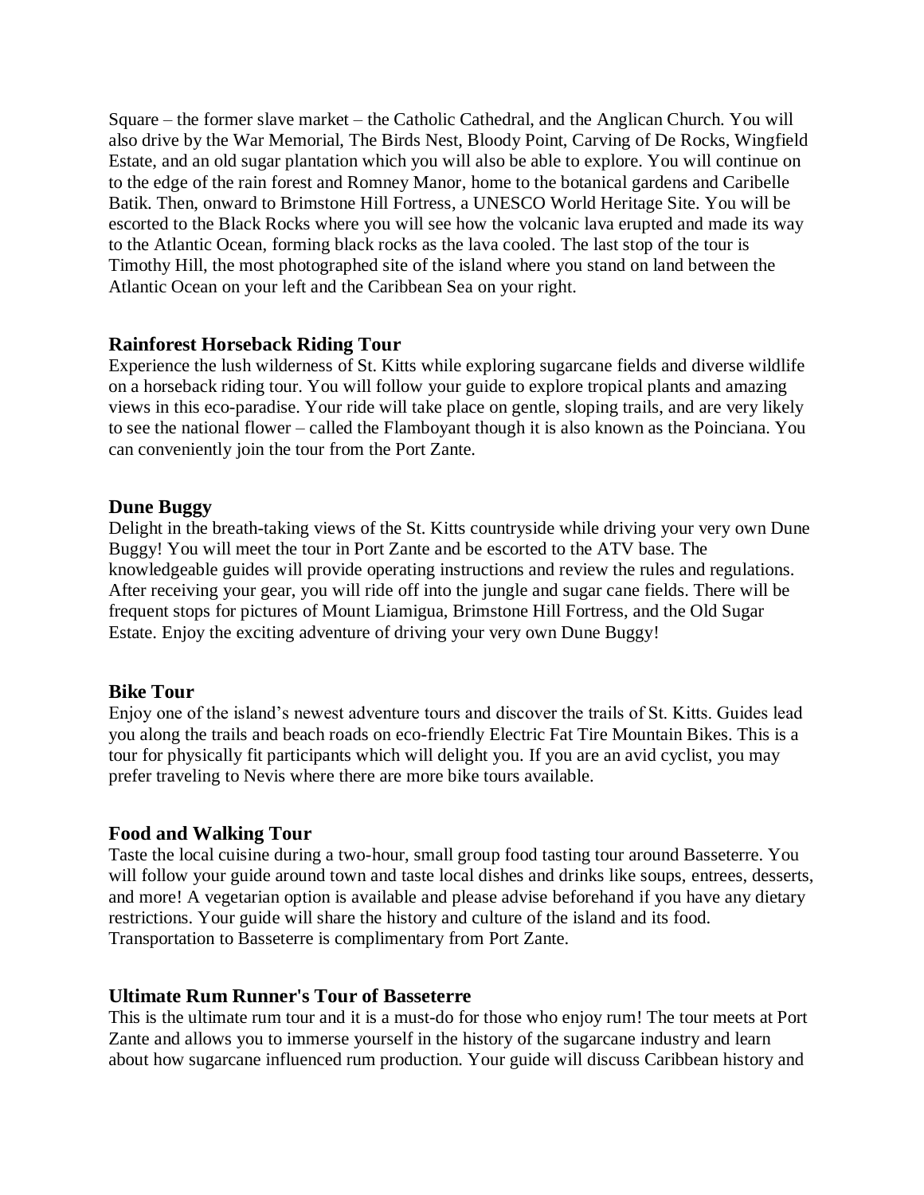Square – the former slave market – the Catholic Cathedral, and the Anglican Church. You will also drive by the War Memorial, The Birds Nest, Bloody Point, Carving of De Rocks, Wingfield Estate, and an old sugar plantation which you will also be able to explore. You will continue on to the edge of the rain forest and Romney Manor, home to the botanical gardens and Caribelle Batik. Then, onward to Brimstone Hill Fortress, a UNESCO World Heritage Site. You will be escorted to the Black Rocks where you will see how the volcanic lava erupted and made its way to the Atlantic Ocean, forming black rocks as the lava cooled. The last stop of the tour is Timothy Hill, the most photographed site of the island where you stand on land between the Atlantic Ocean on your left and the Caribbean Sea on your right.

### Rainforest Horseback Riding Tour

Experience the lush wilderness of St. Kitts while exploring sugarcane fields and diverse wildlife on a horseback riding tour. You will follow your guide to explore tropical plants and amazing views in this eco-paradise. Your ride will take place on gentle, sloping trails, and are very likely to see the national flower – called the Flamboyant though it is also known as the Poinciana. You can conveniently join the tour from the Port Zante.

### Dune Buggy

Delight in the breath-taking views of the St. Kitts countryside while driving your very own Dune Buggy! You will meet the tour in Port Zante and be escorted to the ATV base. The knowledgeable guides will provide operating instructions and review the rules and regulations. After receiving your gear, you will ride off into the jungle and sugar cane fields. There will be frequent stops for pictures of Mount Liamigua, Brimstone Hill Fortress, and the Old Sugar Estate. Enjoy the exciting adventure of driving your very own Dune Buggy!

### Bike Tour

Enjoy one of the island's newest adventure tours and discover the trails of St. Kitts. Guides lead you along the trails and beach roads on eco-friendly Electric Fat Tire Mountain Bikes. This is a tour for physically fit participants which will delight you. If you are an avid cyclist, you may prefer traveling to Nevis where there are more bike tours available.

### Food and Walking Tour

Taste the local cuisine during a two-hour, small group food tasting tour around Basseterre. You will follow your guide around town and taste local dishes and drinks like soups, entrees, desserts, and more! A vegetarian option is available and please advise beforehand if you have any dietary restrictions. Your guide will share the history and culture of the island and its food. Transportation to Basseterre is complimentary from Port Zante.

### Ultimate Rum Runner's Tour of Basseterre

This is the ultimate rum tour and it is a must-do for those who enjoy rum! The tour meets at Port Zante and allows you to immerse yourself in the history of the sugarcane industry and learn about how sugarcane influenced rum production. Your guide will discuss Caribbean history and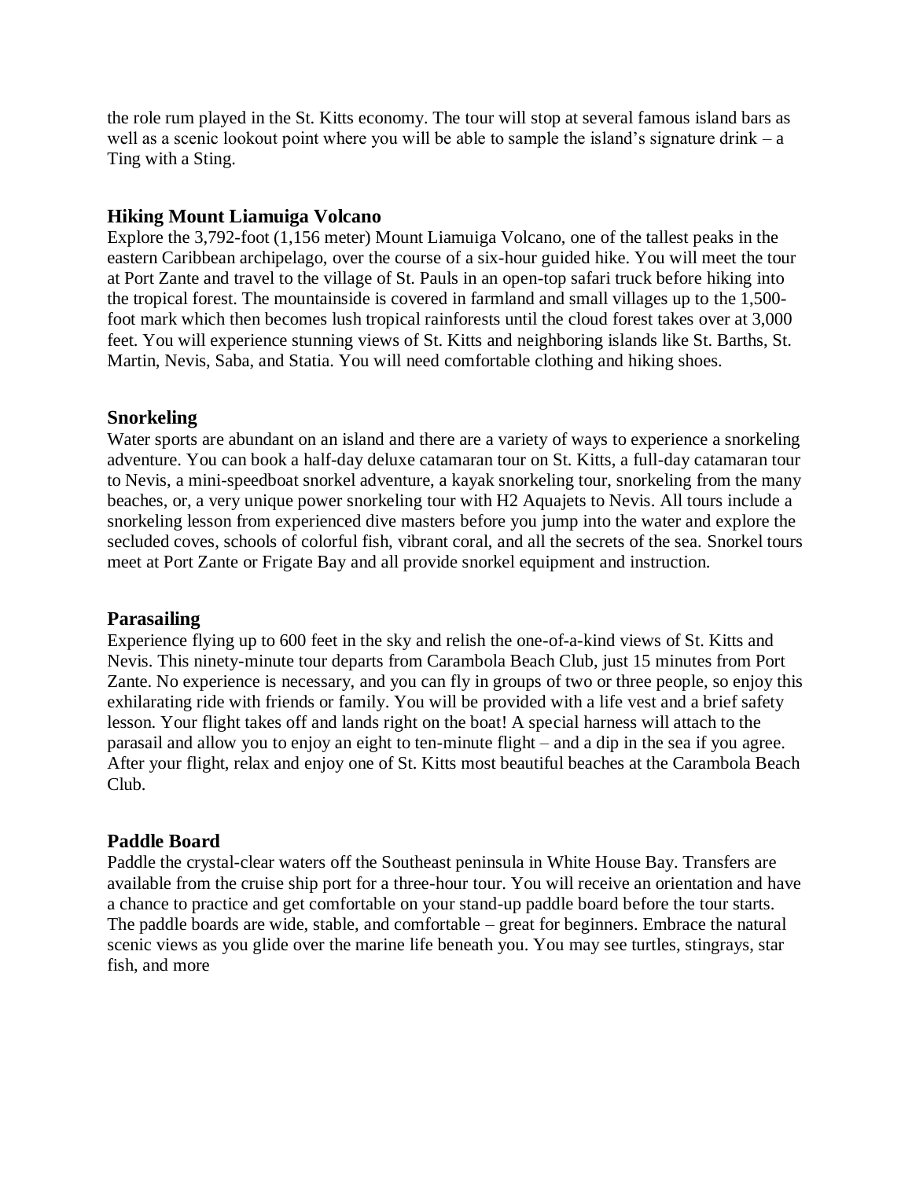the role rum played in the St. Kitts economy. The tour will stop at several famous island bars as well as a scenic lookout point where you will be able to sample the island's signature drink – a Ting with a Sting.

### Hiking Mount Liamuiga Volcano

Explore the 3,792-foot (1,156 meter) Mount Liamuiga Volcano, one of the tallest peaks in the eastern Caribbean archipelago, over the course of a six-hour guided hike. You will meet the tour at Port Zante and travel to the village of St. Pauls in an open-top safari truck before hiking into the tropical forest. The mountainside is covered in farmland and small villages up to the 1,500-foot mark which then becomes lush tropical rainforests until the cloud forest takes over at 3,000 feet. You will experience stunning views of St. Kitts and neighboring islands like St. Barths, St. Martin, Nevis, Saba, and Statia. You will need comfortable clothing and hiking shoes.

### Snorkeling

Water sports are abundant on an island and there are a variety of ways to experience a snorkeling adventure. You can book a half-day deluxe catamaran tour on St. Kitts, a full-day catamaran tour to Nevis, a mini-speedboat snorkel adventure, a kayak snorkeling tour, snorkeling from the many beaches, or, a very unique power snorkeling tour with H2 Aquajets to Nevis. All tours include a snorkeling lesson from experienced dive masters before you jump into the water and explore the secluded coves, schools of colorful fish, vibrant coral, and all the secrets of the sea. Snorkel tours meet at Port Zante or Frigate Bay and all provide snorkel equipment and instruction.

### Parasailing

Experience flying up to 600 feet in the sky and relish the one-of-a-kind views of St. Kitts and Nevis. This ninety-minute tour departs from Carambola Beach Club, just 15 minutes from Port Zante. No experience is necessary, and you can fly in groups of two or three people, so enjoy this exhilarating ride with friends or family. You will be provided with a life vest and a brief safety lesson. Your flight takes off and lands right on the boat! A special harness will attach to the parasail and allow you to enjoy an eight to ten-minute flight – and a dip in the sea if you agree. After your flight, relax and enjoy one of St. Kitts most beautiful beaches at the Carambola Beach Club.

### Paddle Board

Paddle the crystal-clear waters off the Southeast peninsula in White House Bay. Transfers are available from the cruise ship port for a three-hour tour. You will receive an orientation and have a chance to practice and get comfortable on your stand-up paddle board before the tour starts. The paddle boards are wide, stable, and comfortable – great for beginners. Embrace the natural scenic views as you glide over the marine life beneath you. You may see turtles, stingrays, star fish, and more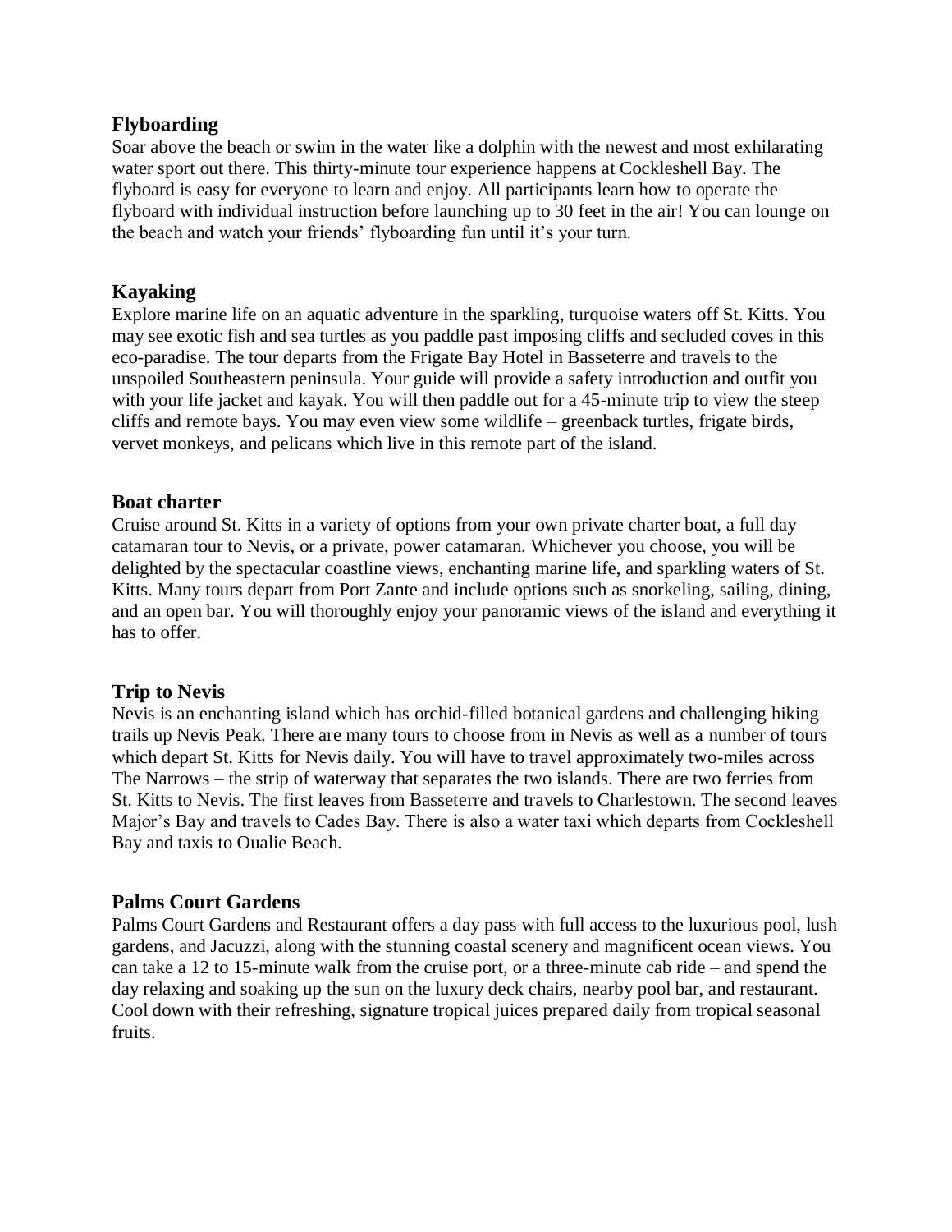### Flyboarding

Soar above the beach or swim in the water like a dolphin with the newest and most exhilarating water sport out there. This thirty-minute tour experience happens at Cockleshell Bay. The flyboard is easy for everyone to learn and enjoy. All participants learn how to operate the flyboard with individual instruction before launching up to 30 feet in the air! You can lounge on the beach and watch your friends' flyboarding fun until it's your turn.

### Kayaking

Explore marine life on an aquatic adventure in the sparkling, turquoise waters off St. Kitts. You may see exotic fish and sea turtles as you paddle past imposing cliffs and secluded coves in this eco-paradise. The tour departs from the Frigate Bay Hotel in Basseterre and travels to the unspoiled Southeastern peninsula. Your guide will provide a safety introduction and outfit you with your life jacket and kayak. You will then paddle out for a 45-minute trip to view the steep cliffs and remote bays. You may even view some wildlife – greenback turtles, frigate birds, vervet monkeys, and pelicans which live in this remote part of the island.

### Boat charter

Cruise around St. Kitts in a variety of options from your own private charter boat, a full day catamaran tour to Nevis, or a private, power catamaran. Whichever you choose, you will be delighted by the spectacular coastline views, enchanting marine life, and sparkling waters of St. Kitts. Many tours depart from Port Zante and include options such as snorkeling, sailing, dining, and an open bar. You will thoroughly enjoy your panoramic views of the island and everything it has to offer.

### Trip to Nevis

Nevis is an enchanting island which has orchid-filled botanical gardens and challenging hiking trails up Nevis Peak. There are many tours to choose from in Nevis as well as a number of tours which depart St. Kitts for Nevis daily. You will have to travel approximately two-miles across The Narrows – the strip of waterway that separates the two islands. There are two ferries from St. Kitts to Nevis. The first leaves from Basseterre and travels to Charlestown. The second leaves Major's Bay and travels to Cades Bay. There is also a water taxi which departs from Cockleshell Bay and taxis to Oualie Beach.

### Palms Court Gardens

Palms Court Gardens and Restaurant offers a day pass with full access to the luxurious pool, lush gardens, and Jacuzzi, along with the stunning coastal scenery and magnificent ocean views. You can take a 12 to 15-minute walk from the cruise port, or a three-minute cab ride – and spend the day relaxing and soaking up the sun on the luxury deck chairs, nearby pool bar, and restaurant. Cool down with their refreshing, signature tropical juices prepared daily from tropical seasonal fruits.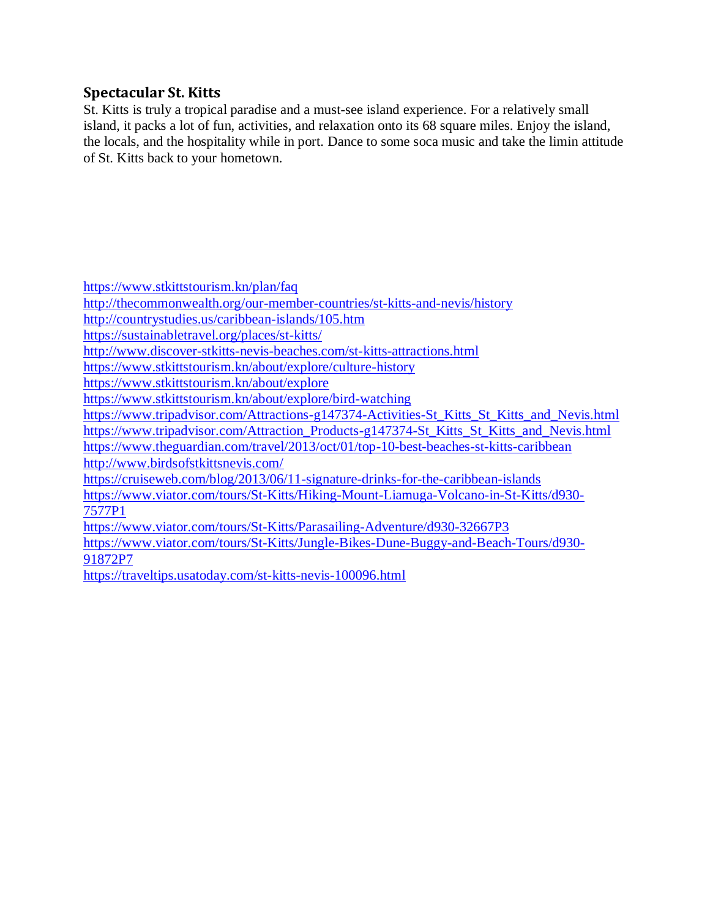## Spectacular St. Kitts

St. Kitts is truly a tropical paradise and a must-see island experience. For a relatively small island, it packs a lot of fun, activities, and relaxation onto its 68 square miles. Enjoy the island, the locals, and the hospitality while in port. Dance to some soca music and take the limin attitude of St. Kitts back to your hometown.

https://www.stkittstourism.kn/plan/faq
http://thecommonwealth.org/our-member-countries/st-kitts-and-nevis/history
http://countrystudies.us/caribbean-islands/105.htm
https://sustainabletravel.org/places/st-kitts/
http://www.discover-stkitts-nevis-beaches.com/st-kitts-attractions.html
https://www.stkittstourism.kn/about/explore/culture-history
https://www.stkittstourism.kn/about/explore
https://www.stkittstourism.kn/about/explore/bird-watching
https://www.tripadvisor.com/Attractions-g147374-Activities-St_Kitts_St_Kitts_and_Nevis.html
https://www.tripadvisor.com/Attraction_Products-g147374-St_Kitts_St_Kitts_and_Nevis.html
https://www.theguardian.com/travel/2013/oct/01/top-10-best-beaches-st-kitts-caribbean
http://www.birdsofstkittsnevis.com/
https://cruiseweb.com/blog/2013/06/11-signature-drinks-for-the-caribbean-islands
https://www.viator.com/tours/St-Kitts/Hiking-Mount-Liamuga-Volcano-in-St-Kitts/d930-7577P1
https://www.viator.com/tours/St-Kitts/Parasailing-Adventure/d930-32667P3
https://www.viator.com/tours/St-Kitts/Jungle-Bikes-Dune-Buggy-and-Beach-Tours/d930-91872P7
https://traveltips.usatoday.com/st-kitts-nevis-100096.html